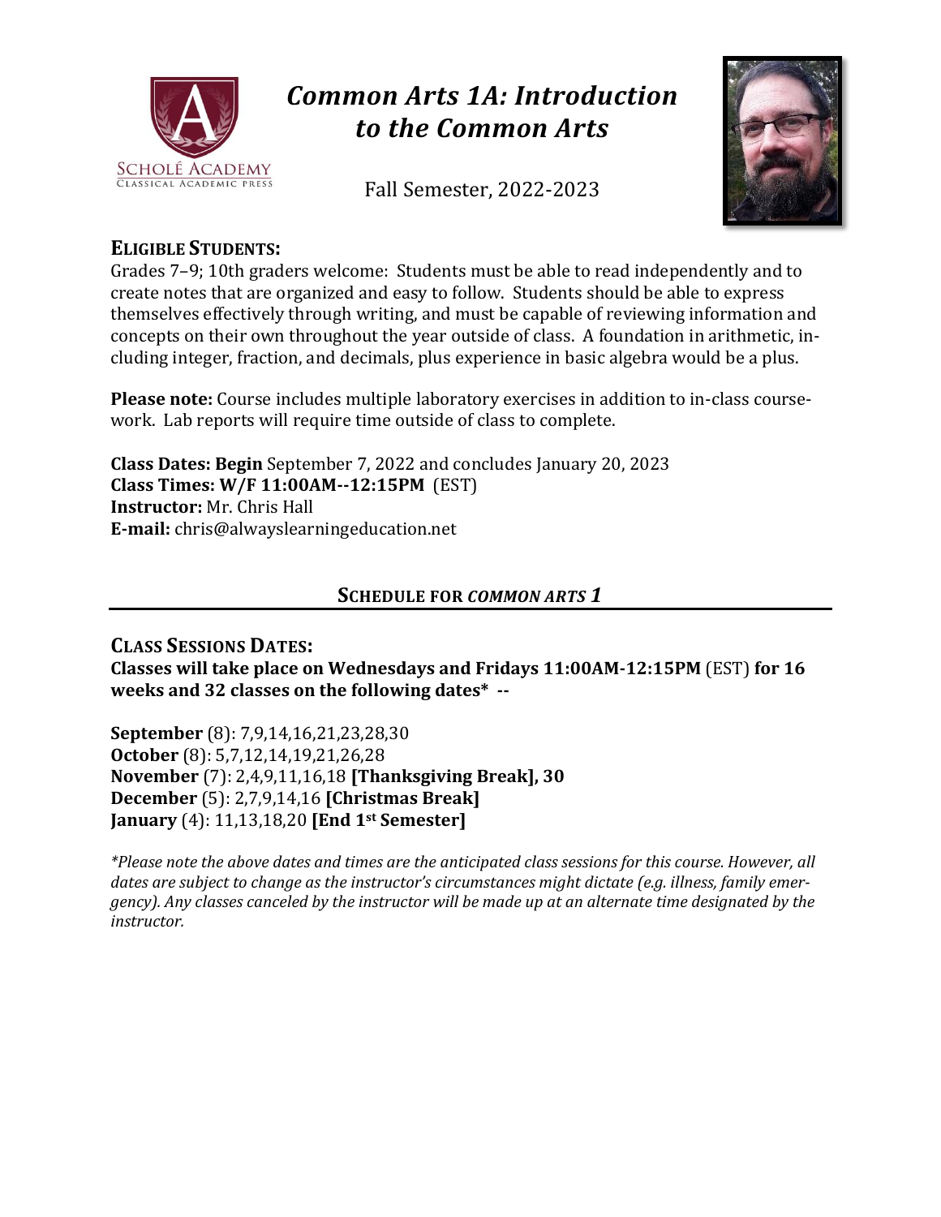# *Common Arts 1A: Introduction to the Common Arts*

Schole Academy
Classical Academic Press

Fall Semester, 2022-2023

## ELIGIBLE STUDENTS:

Grades 7–9; 10th graders welcome: Students must be able to read independently and to create notes that are organized and easy to follow. Students should be able to express themselves effectively through writing, and must be capable of reviewing information and concepts on their own throughout the year outside of class. A foundation in arithmetic, including integer, fraction, and decimals, plus experience in basic algebra would be a plus.

**Please note:** Course includes multiple laboratory exercises in addition to in-class coursework. Lab reports will require time outside of class to complete.

**Class Dates: Begin** September 7, 2022 and concludes January 20, 2023
**Class Times: W/F 11:00AM--12:15PM** (EST)
**Instructor:** Mr. Chris Hall
**E-mail:** chris@alwayslearningeducation.net

## SCHEDULE FOR *COMMON ARTS 1*

## CLASS SESSIONS DATES:

**Classes will take place on Wednesdays and Fridays 11:00AM-12:15PM** (EST) **for 16 weeks and 32 classes on the following dates\* --**

**September** (8): 7,9,14,16,21,23,28,30
**October** (8): 5,7,12,14,19,21,26,28
**November** (7): 2,4,9,11,16,18 **[Thanksgiving Break], 30**
**December** (5): 2,7,9,14,16 **[Christmas Break]**
**January** (4): 11,13,18,20 **[End 1st Semester]**

*\*Please note the above dates and times are the anticipated class sessions for this course. However, all dates are subject to change as the instructor's circumstances might dictate (e.g. illness, family emergency). Any classes canceled by the instructor will be made up at an alternate time designated by the instructor.*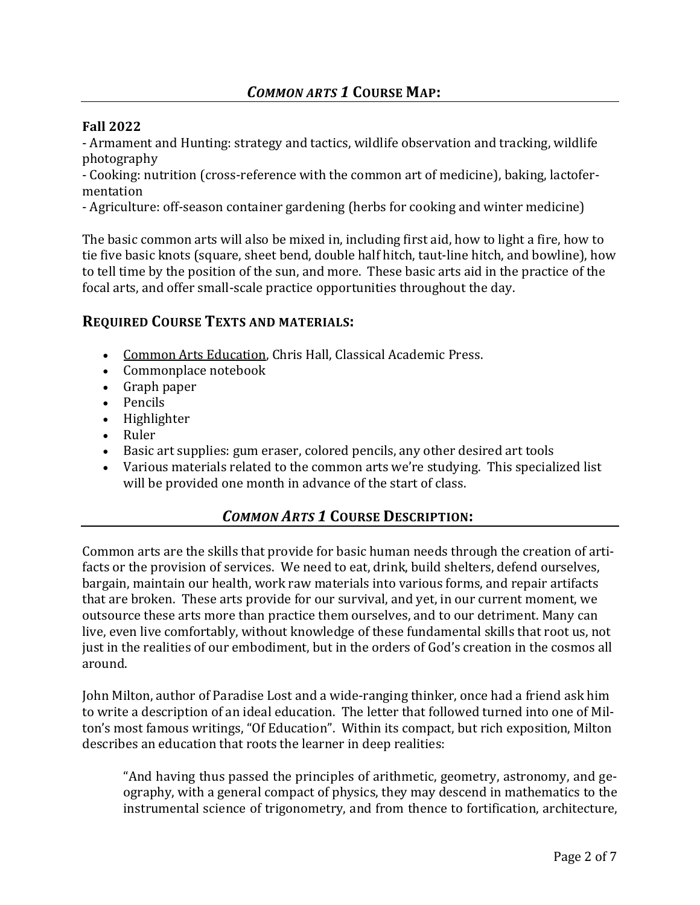## ***COMMON ARTS 1* COURSE MAP:**

**Fall 2022**

- Armament and Hunting: strategy and tactics, wildlife observation and tracking, wildlife photography
- Cooking: nutrition (cross-reference with the common art of medicine), baking, lactofermentation
- Agriculture: off-season container gardening (herbs for cooking and winter medicine)

The basic common arts will also be mixed in, including first aid, how to light a fire, how to tie five basic knots (square, sheet bend, double half hitch, taut-line hitch, and bowline), how to tell time by the position of the sun, and more. These basic arts aid in the practice of the focal arts, and offer small-scale practice opportunities throughout the day.

## **REQUIRED COURSE TEXTS AND MATERIALS:**

- Common Arts Education, Chris Hall, Classical Academic Press.
- Commonplace notebook
- Graph paper
- Pencils
- Highlighter
- Ruler
- Basic art supplies: gum eraser, colored pencils, any other desired art tools
- Various materials related to the common arts we're studying. This specialized list will be provided one month in advance of the start of class.

## ***COMMON ARTS 1* COURSE DESCRIPTION:**

Common arts are the skills that provide for basic human needs through the creation of artifacts or the provision of services. We need to eat, drink, build shelters, defend ourselves, bargain, maintain our health, work raw materials into various forms, and repair artifacts that are broken. These arts provide for our survival, and yet, in our current moment, we outsource these arts more than practice them ourselves, and to our detriment. Many can live, even live comfortably, without knowledge of these fundamental skills that root us, not just in the realities of our embodiment, but in the orders of God's creation in the cosmos all around.

John Milton, author of Paradise Lost and a wide-ranging thinker, once had a friend ask him to write a description of an ideal education. The letter that followed turned into one of Milton's most famous writings, "Of Education". Within its compact, but rich exposition, Milton describes an education that roots the learner in deep realities:

> "And having thus passed the principles of arithmetic, geometry, astronomy, and geography, with a general compact of physics, they may descend in mathematics to the instrumental science of trigonometry, and from thence to fortification, architecture,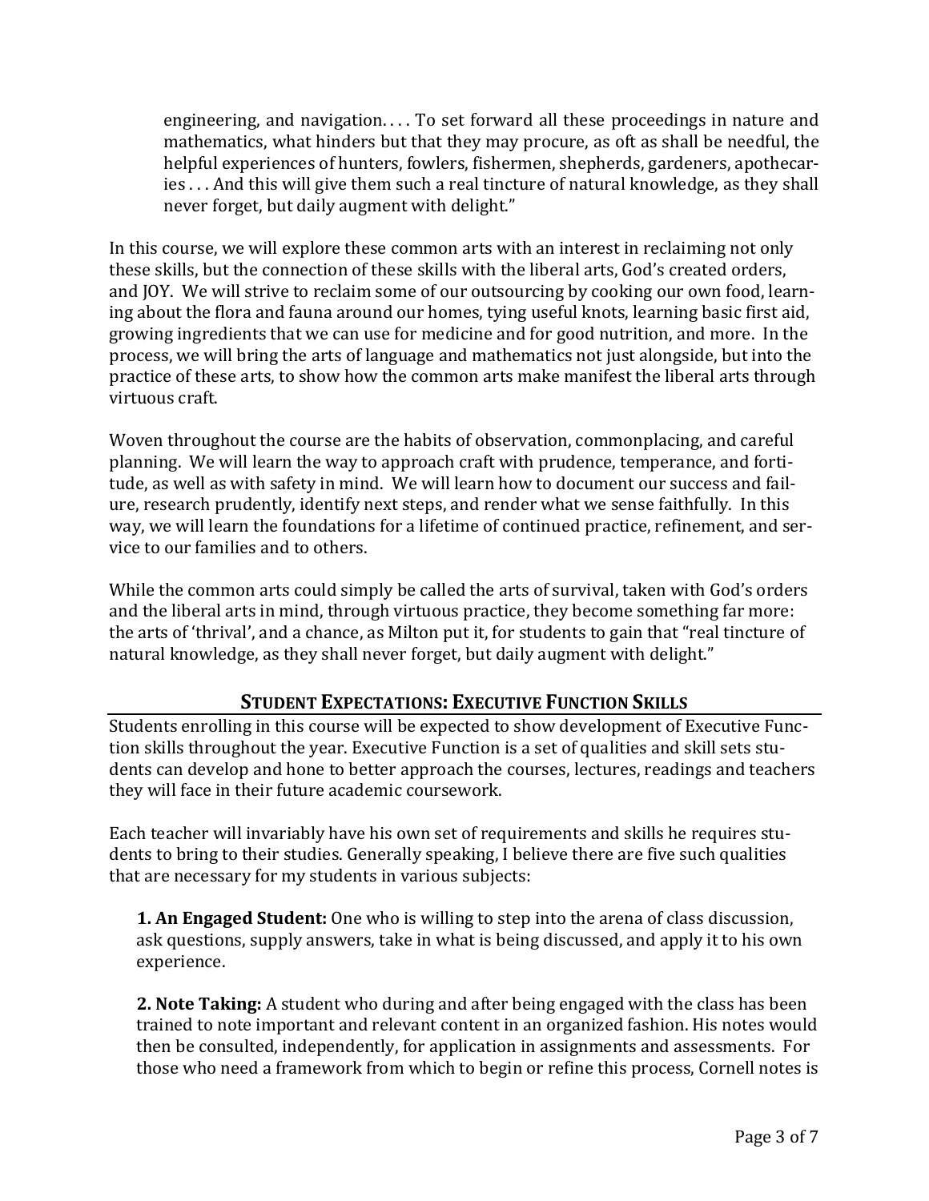> engineering, and navigation. . . . To set forward all these proceedings in nature and mathematics, what hinders but that they may procure, as oft as shall be needful, the helpful experiences of hunters, fowlers, fishermen, shepherds, gardeners, apothecaries . . . And this will give them such a real tincture of natural knowledge, as they shall never forget, but daily augment with delight."

In this course, we will explore these common arts with an interest in reclaiming not only these skills, but the connection of these skills with the liberal arts, God's created orders, and JOY. We will strive to reclaim some of our outsourcing by cooking our own food, learning about the flora and fauna around our homes, tying useful knots, learning basic first aid, growing ingredients that we can use for medicine and for good nutrition, and more. In the process, we will bring the arts of language and mathematics not just alongside, but into the practice of these arts, to show how the common arts make manifest the liberal arts through virtuous craft.

Woven throughout the course are the habits of observation, commonplacing, and careful planning. We will learn the way to approach craft with prudence, temperance, and fortitude, as well as with safety in mind. We will learn how to document our success and failure, research prudently, identify next steps, and render what we sense faithfully. In this way, we will learn the foundations for a lifetime of continued practice, refinement, and service to our families and to others.

While the common arts could simply be called the arts of survival, taken with God's orders and the liberal arts in mind, through virtuous practice, they become something far more: the arts of 'thrival', and a chance, as Milton put it, for students to gain that "real tincture of natural knowledge, as they shall never forget, but daily augment with delight."

## STUDENT EXPECTATIONS: EXECUTIVE FUNCTION SKILLS

Students enrolling in this course will be expected to show development of Executive Function skills throughout the year. Executive Function is a set of qualities and skill sets students can develop and hone to better approach the courses, lectures, readings and teachers they will face in their future academic coursework.

Each teacher will invariably have his own set of requirements and skills he requires students to bring to their studies. Generally speaking, I believe there are five such qualities that are necessary for my students in various subjects:

**1. An Engaged Student:** One who is willing to step into the arena of class discussion, ask questions, supply answers, take in what is being discussed, and apply it to his own experience.

**2. Note Taking:** A student who during and after being engaged with the class has been trained to note important and relevant content in an organized fashion. His notes would then be consulted, independently, for application in assignments and assessments. For those who need a framework from which to begin or refine this process, Cornell notes is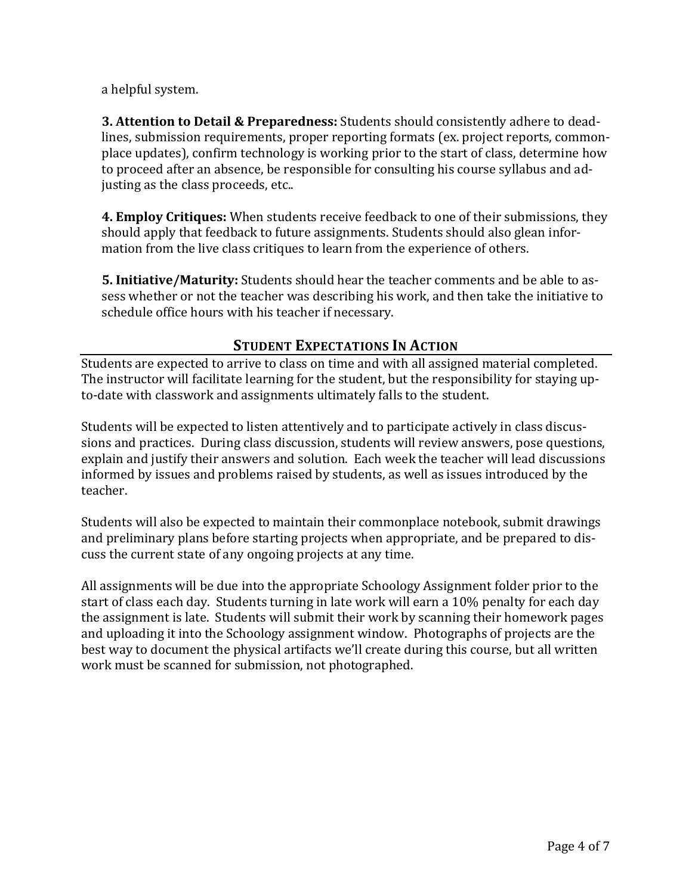a helpful system.

**3. Attention to Detail & Preparedness:** Students should consistently adhere to deadlines, submission requirements, proper reporting formats (ex. project reports, commonplace updates), confirm technology is working prior to the start of class, determine how to proceed after an absence, be responsible for consulting his course syllabus and adjusting as the class proceeds, etc..

**4. Employ Critiques:** When students receive feedback to one of their submissions, they should apply that feedback to future assignments. Students should also glean information from the live class critiques to learn from the experience of others.

**5. Initiative/Maturity:** Students should hear the teacher comments and be able to assess whether or not the teacher was describing his work, and then take the initiative to schedule office hours with his teacher if necessary.

## Student Expectations In Action

Students are expected to arrive to class on time and with all assigned material completed. The instructor will facilitate learning for the student, but the responsibility for staying up-to-date with classwork and assignments ultimately falls to the student.

Students will be expected to listen attentively and to participate actively in class discussions and practices. During class discussion, students will review answers, pose questions, explain and justify their answers and solution. Each week the teacher will lead discussions informed by issues and problems raised by students, as well as issues introduced by the teacher.

Students will also be expected to maintain their commonplace notebook, submit drawings and preliminary plans before starting projects when appropriate, and be prepared to discuss the current state of any ongoing projects at any time.

All assignments will be due into the appropriate Schoology Assignment folder prior to the start of class each day. Students turning in late work will earn a 10% penalty for each day the assignment is late. Students will submit their work by scanning their homework pages and uploading it into the Schoology assignment window. Photographs of projects are the best way to document the physical artifacts we'll create during this course, but all written work must be scanned for submission, not photographed.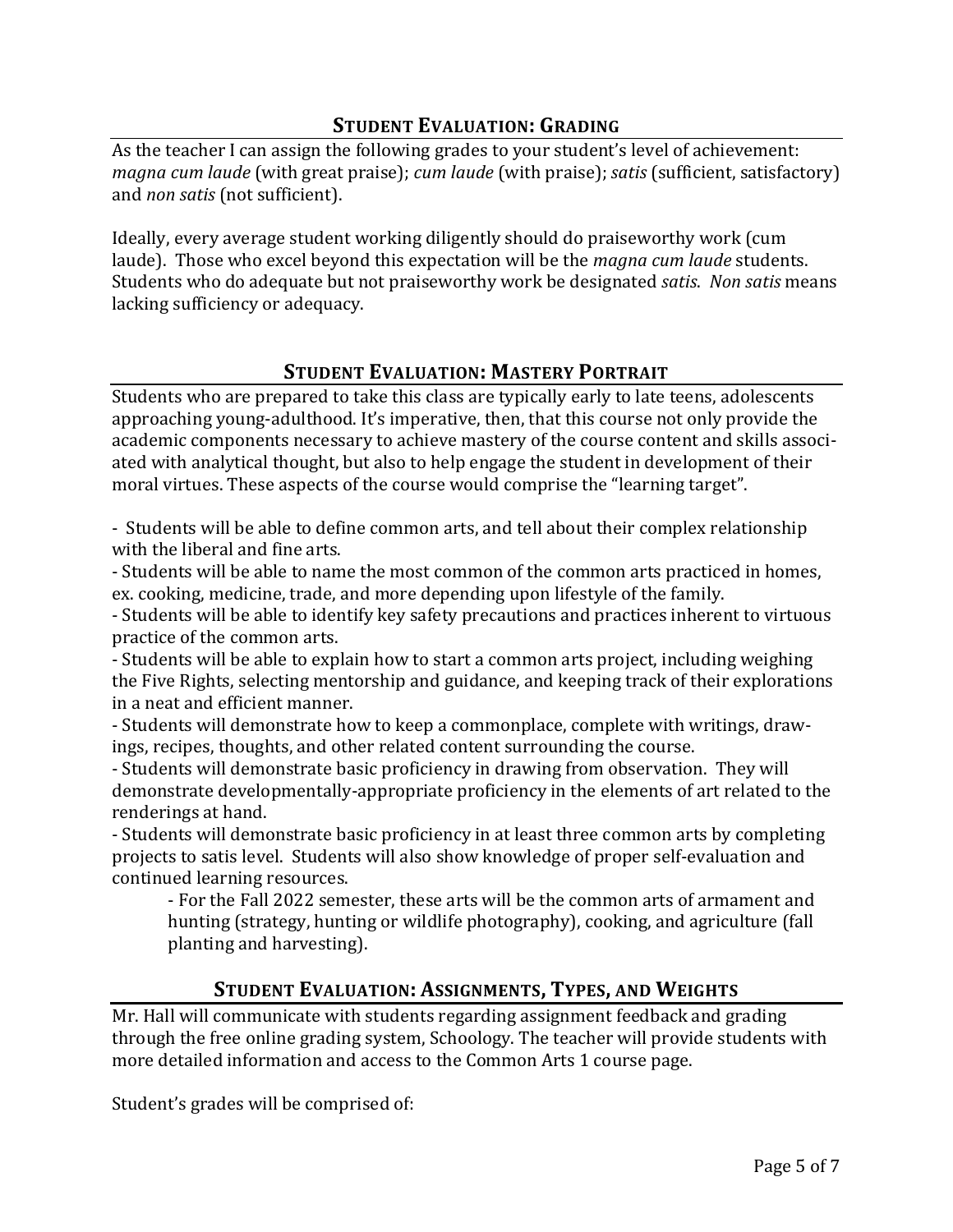## Student Evaluation: Grading

As the teacher I can assign the following grades to your student's level of achievement: *magna cum laude* (with great praise); *cum laude* (with praise); *satis* (sufficient, satisfactory) and *non satis* (not sufficient).

Ideally, every average student working diligently should do praiseworthy work (cum laude). Those who excel beyond this expectation will be the *magna cum laude* students. Students who do adequate but not praiseworthy work be designated *satis*. *Non satis* means lacking sufficiency or adequacy.

## Student Evaluation: Mastery Portrait

Students who are prepared to take this class are typically early to late teens, adolescents approaching young-adulthood. It's imperative, then, that this course not only provide the academic components necessary to achieve mastery of the course content and skills associated with analytical thought, but also to help engage the student in development of their moral virtues. These aspects of the course would comprise the "learning target".

- Students will be able to define common arts, and tell about their complex relationship with the liberal and fine arts.
- Students will be able to name the most common of the common arts practiced in homes, ex. cooking, medicine, trade, and more depending upon lifestyle of the family.
- Students will be able to identify key safety precautions and practices inherent to virtuous practice of the common arts.
- Students will be able to explain how to start a common arts project, including weighing the Five Rights, selecting mentorship and guidance, and keeping track of their explorations in a neat and efficient manner.
- Students will demonstrate how to keep a commonplace, complete with writings, drawings, recipes, thoughts, and other related content surrounding the course.
- Students will demonstrate basic proficiency in drawing from observation. They will demonstrate developmentally-appropriate proficiency in the elements of art related to the renderings at hand.
- Students will demonstrate basic proficiency in at least three common arts by completing projects to satis level. Students will also show knowledge of proper self-evaluation and continued learning resources.
  - For the Fall 2022 semester, these arts will be the common arts of armament and hunting (strategy, hunting or wildlife photography), cooking, and agriculture (fall planting and harvesting).

## Student Evaluation: Assignments, Types, and Weights

Mr. Hall will communicate with students regarding assignment feedback and grading through the free online grading system, Schoology. The teacher will provide students with more detailed information and access to the Common Arts 1 course page.

Student's grades will be comprised of: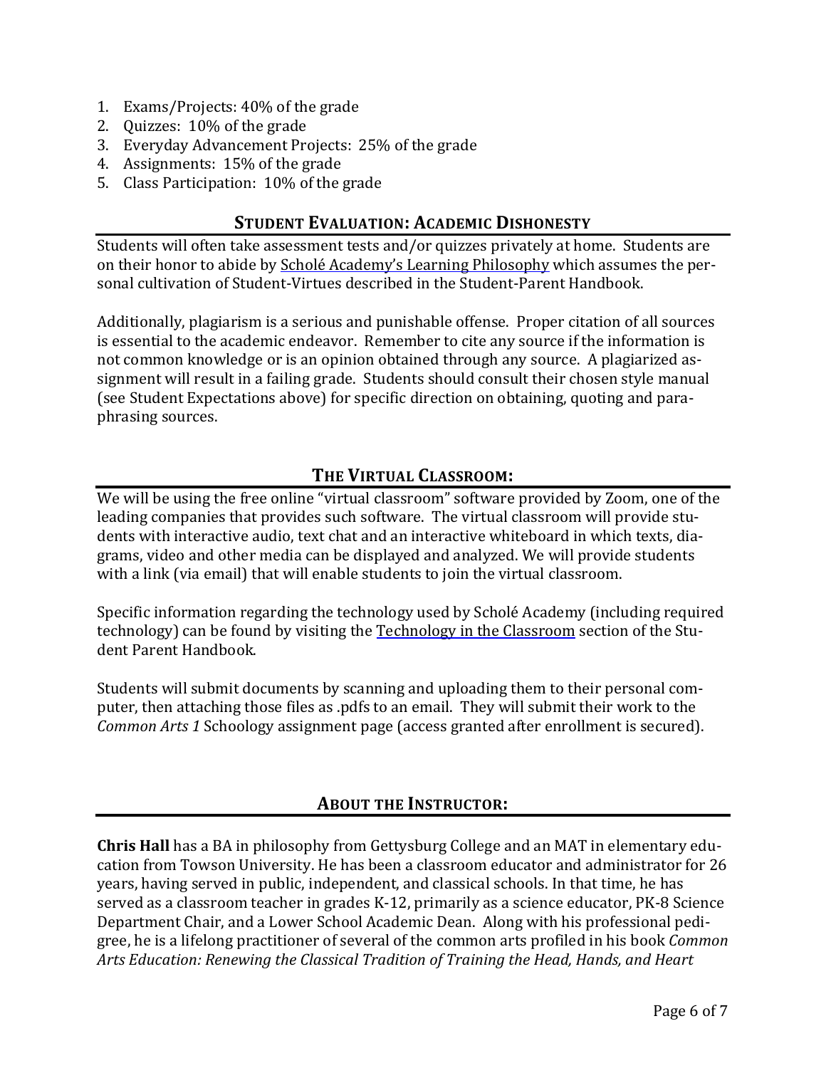1. Exams/Projects: 40% of the grade
2. Quizzes: 10% of the grade
3. Everyday Advancement Projects: 25% of the grade
4. Assignments: 15% of the grade
5. Class Participation: 10% of the grade

## STUDENT EVALUATION: ACADEMIC DISHONESTY

Students will often take assessment tests and/or quizzes privately at home. Students are on their honor to abide by Scholé Academy's Learning Philosophy which assumes the personal cultivation of Student-Virtues described in the Student-Parent Handbook.

Additionally, plagiarism is a serious and punishable offense. Proper citation of all sources is essential to the academic endeavor. Remember to cite any source if the information is not common knowledge or is an opinion obtained through any source. A plagiarized assignment will result in a failing grade. Students should consult their chosen style manual (see Student Expectations above) for specific direction on obtaining, quoting and paraphrasing sources.

## THE VIRTUAL CLASSROOM:

We will be using the free online "virtual classroom" software provided by Zoom, one of the leading companies that provides such software. The virtual classroom will provide students with interactive audio, text chat and an interactive whiteboard in which texts, diagrams, video and other media can be displayed and analyzed. We will provide students with a link (via email) that will enable students to join the virtual classroom.

Specific information regarding the technology used by Scholé Academy (including required technology) can be found by visiting the Technology in the Classroom section of the Student Parent Handbook.

Students will submit documents by scanning and uploading them to their personal computer, then attaching those files as .pdfs to an email. They will submit their work to the *Common Arts 1* Schoology assignment page (access granted after enrollment is secured).

## ABOUT THE INSTRUCTOR:

**Chris Hall** has a BA in philosophy from Gettysburg College and an MAT in elementary education from Towson University. He has been a classroom educator and administrator for 26 years, having served in public, independent, and classical schools. In that time, he has served as a classroom teacher in grades K-12, primarily as a science educator, PK-8 Science Department Chair, and a Lower School Academic Dean. Along with his professional pedigree, he is a lifelong practitioner of several of the common arts profiled in his book *Common Arts Education: Renewing the Classical Tradition of Training the Head, Hands, and Heart*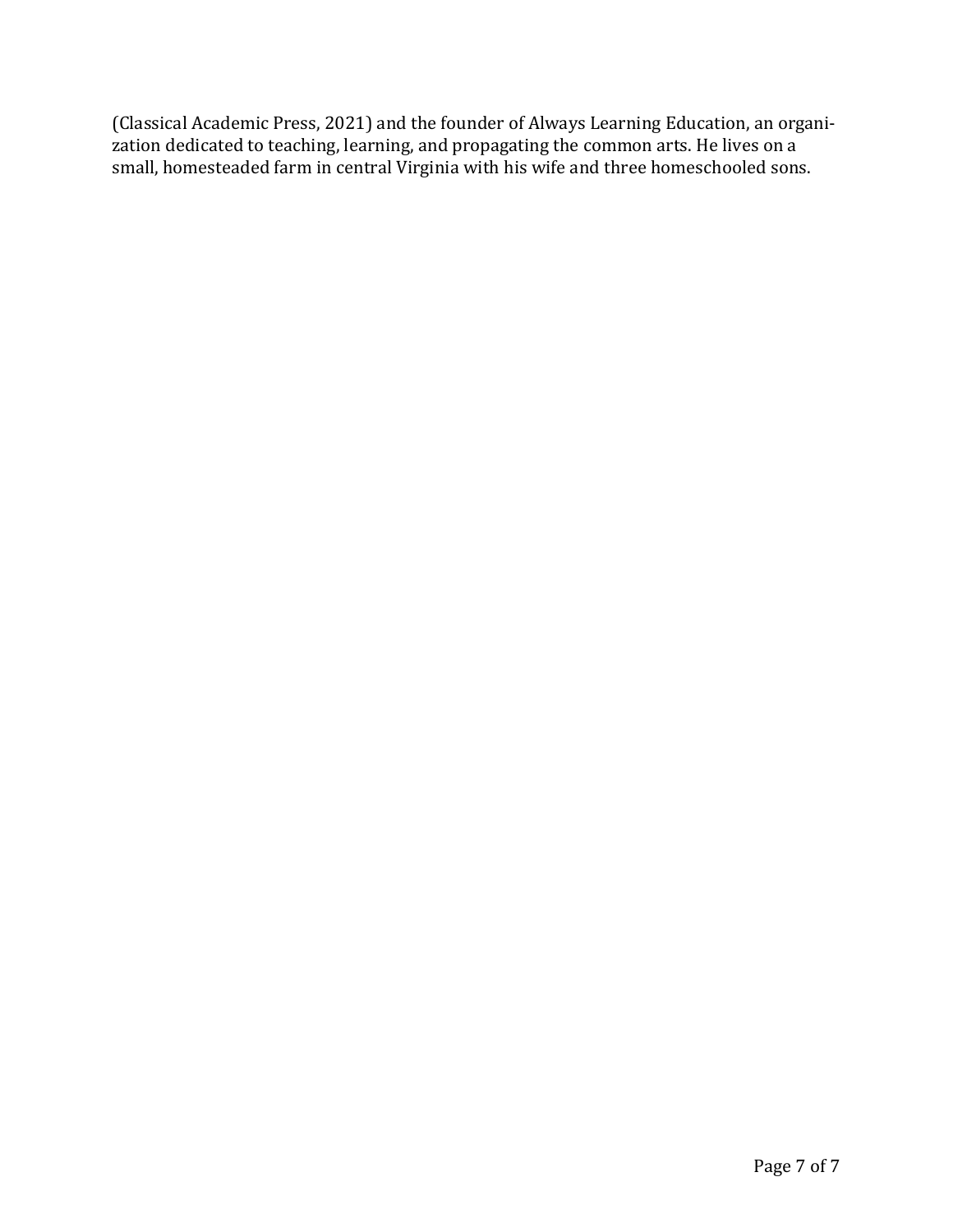(Classical Academic Press, 2021) and the founder of Always Learning Education, an organization dedicated to teaching, learning, and propagating the common arts. He lives on a small, homesteaded farm in central Virginia with his wife and three homeschooled sons.